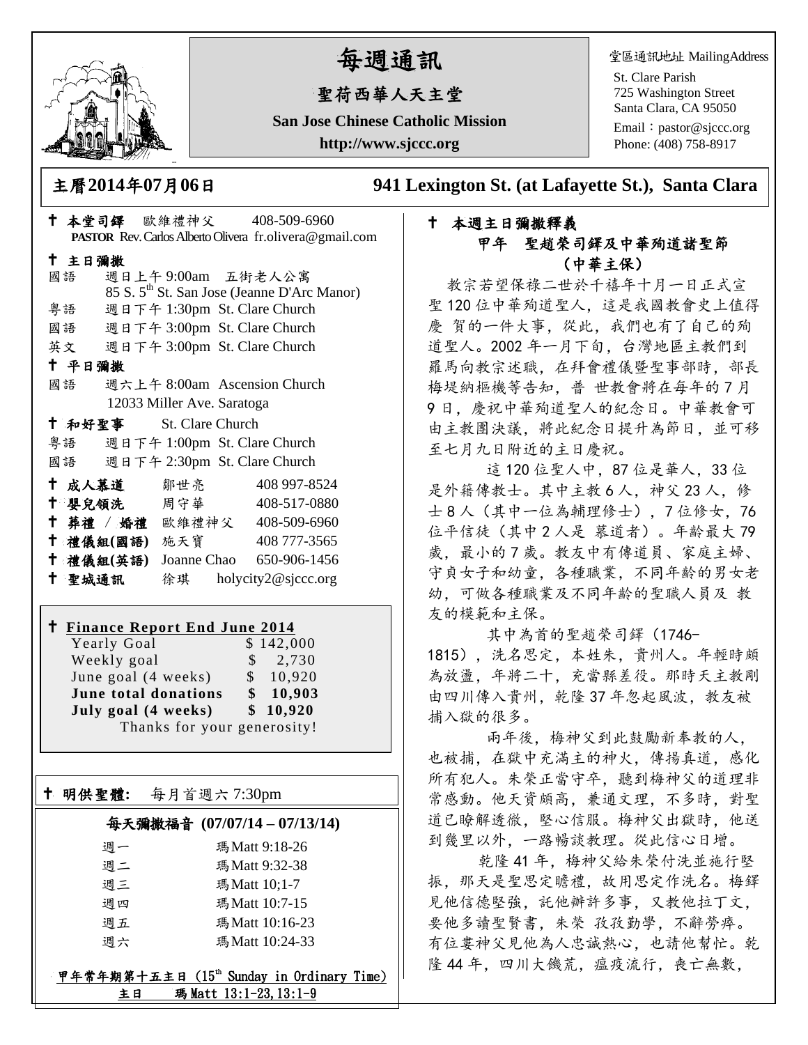# 每週通訊

## 聖荷西華人天主堂

**San Jose Chinese Catholic Mission**

**http://www.sjccc.org**

堂區通訊地址 MailingAddress
St. Clare Parish
725 Washington Street
Santa Clara, CA 95050
Email：pastor@sjccc.org
Phone: (408) 758-8917

**主曆2014年07月06日　　941 Lexington St. (at Lafayette St.), Santa Clara**

✝ **本堂司鐸**　歐維禮神父　408-509-6960
**PASTOR** Rev. Carlos Alberto Olivera　fr.olivera@gmail.com

✝ **主日彌撒**
國語　週日上午 9:00am　五街老人公寓
85 S. 5th St. San Jose (Jeanne D'Arc Manor)
粵語　週日下午 1:30pm　St. Clare Church
國語　週日下午 3:00pm　St. Clare Church
英文　週日下午 3:00pm　St. Clare Church

✝ **平日彌撒**
國語　週六上午 8:00am　Ascension Church
12033 Miller Ave. Saratoga

✝ **和好聖事**　St. Clare Church
粵語　週日下午 1:00pm　St. Clare Church
國語　週日下午 2:30pm　St. Clare Church

| | | |
|---|---|---|
| ✝ **成人慕道** | 鄒世亮 | 408 997-8524 |
| ✝ **嬰兒領洗** | 周守華 | 408-517-0880 |
| ✝ **葬禮 / 婚禮** | 歐維禮神父 | 408-509-6960 |
| ✝ **禮儀組(國語)** | 施天寶 | 408 777-3565 |
| ✝ **禮儀組(英語)** | Joanne Chao | 650-906-1456 |
| ✝ **聖城通訊** | 徐琪 | holycity2@sjccc.org |

✝ **Finance Report End June 2014**

| | |
|---|---|
| Yearly Goal | $ 142,000 |
| Weekly goal | $ 2,730 |
| June goal (4 weeks) | $ 10,920 |
| **June total donations** | **$ 10,903** |
| **July goal (4 weeks)** | **$ 10,920** |

Thanks for your generosity!

✝ **明供聖體:**　每月首週六 7:30pm

**每天彌撒福音 (07/07/14 – 07/13/14)**

| | |
|---|---|
| 週一 | 瑪Matt 9:18-26 |
| 週二 | 瑪Matt 9:32-38 |
| 週三 | 瑪Matt 10;1-7 |
| 週四 | 瑪Matt 10:7-15 |
| 週五 | 瑪Matt 10:16-23 |
| 週六 | 瑪Matt 10:24-33 |

**甲年常年期第十五主日 (15th Sunday in Ordinary Time)**
**主日　瑪Matt 13:1-23,13:1-9**

✝ **本週主日彌撒釋義**

**甲年　聖趙榮司鐸及中華殉道諸聖節**
**（中華主保）**

教宗若望保祿二世於千禧年十月一日正式宣聖 120 位中華殉道聖人，這是我國教會史上值得慶 賀的一件大事，從此，我們也有了自己的殉道聖人。2002 年一月下旬，台灣地區主教們到羅馬向教宗述職，在拜會禮儀暨聖事部時，部長梅堤納樞機等告知，普 世教會將在每年的 7 月 9 日，慶祝中華殉道聖人的紀念日。中華教會可由主教團決議，將此紀念日提升為節日，並可移至七月九日附近的主日慶祝。

這 120 位聖人中，87 位是華人，33 位是外籍傳教士。其中主教 6 人，神父 23 人，修士 8 人（其中一位為輔理修士），7 位修女，76 位平信徒（其中 2 人是 慕道者）。年齡最大 79 歲，最小的 7 歲。教友中有傳道員、家庭主婦、守貞女子和幼童，各種職業，不同年齡的男女老幼，可做各種職業及不同年齡的聖職人員及 教友的模範和主保。

其中為首的聖趙榮司鐸（1746–1815），洗名思定，本姓朱，貴州人。年輕時頗為放盪，年將二十，充當縣差役。那時天主教剛由四川傳入貴州，乾隆 37 年忽起風波，教友被捕入獄的很多。

兩年後，梅神父到此鼓勵新奉教的人，也被捕，在獄中充滿主的神火，傳揚真道，感化所有犯人。朱榮正當守卒，聽到梅神父的道理非常感動。他天資頗高，兼通文理，不多時，對聖道已瞭解透徹，堅心信服。梅神父出獄時，他送到幾里以外，一路暢談教理。從此信心日增。

乾隆 41 年，梅神父給朱榮付洗並施行堅振，那天是聖思定瞻禮，故用思定作洗名。梅鐸見他信德堅強，託他辦許多事，又教他拉丁文，要他多讀聖賢書，朱榮 孜孜勤學，不辭勞瘁。有位婁神父見他為人忠誠熱心，也請他幫忙。乾隆 44 年，四川大饑荒，瘟疫流行，喪亡無數，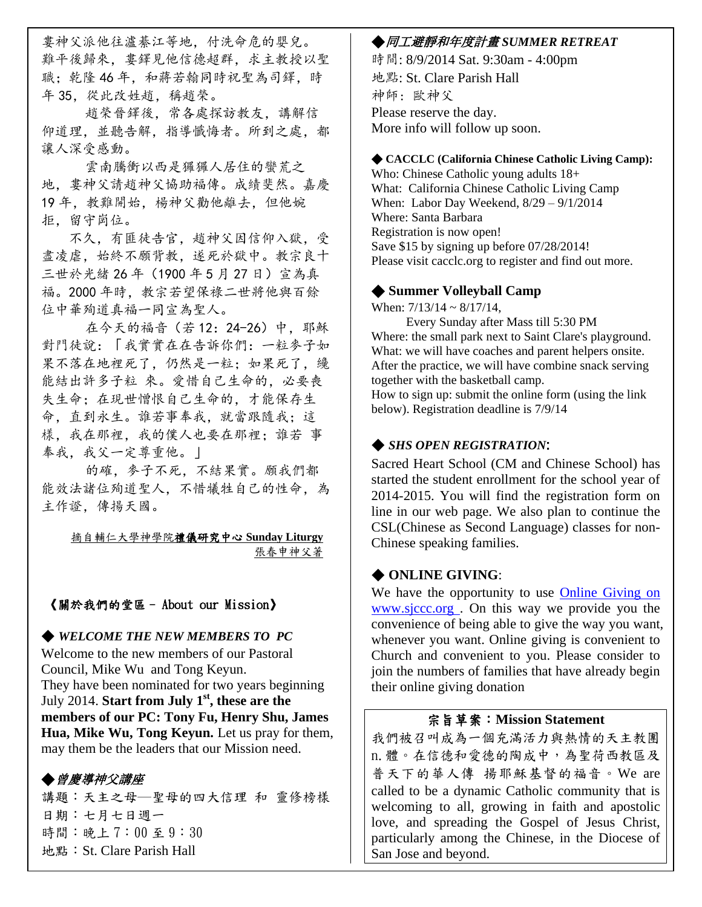婁神父派他往瀘蔡江等地，付洗命危的嬰兒。難平後歸來，婁鐸見他信德超群，求主教授以聖職；乾隆 46 年，和蔣若翰同時祝聖為司鐸，時年 35，從此改姓趙，稱趙榮。

趙榮晉鐸後，常各處探訪教友，講解信仰道理，並聽告解，指導懺悔者。所到之處，都讓人深受感動。

雲南騰衝以西是玀玀人居住的蠻荒之地，婁神父請趙神父協助福傳。成績斐然。嘉慶 19 年，教難開始，楊神父勸他離去，但他婉拒，留守崗位。

不久，有匪徒告官，趙神父因信仰入獄，受盡凌虐，始終不願背教，遂死於獄中。教宗良十三世於光緒 26 年（1900 年 5 月 27 日）宣為真福。2000 年時，教宗若望保祿二世將他與百餘位中華殉道真福一同宣為聖人。

在今天的福音（若 12：24-26）中，耶穌對門徒說：「我實實在在告訴你們：一粒麥子如果不落在地裡死了，仍然是一粒；如果死了，纔能結出許多子粒 來。愛惜自己生命的，必要喪失生命；在現世憎恨自己生命的，才能保存生命，直到永生。誰若事奉我，就當跟隨我；這樣，我在那裡，我的僕人也要在那裡；誰若 事奉我，我父一定尊重他。」

的確，麥子不死，不結果實。願我們都能效法諸位殉道聖人，不惜犧牲自己的性命，為主作證，傳揚天國。

摘自輔仁大學神學院**禮儀研究中心 Sunday Liturgy**
張春申神父著

**《關於我們的堂區 - About our Mission》**

### ◆ *WELCOME THE NEW MEMBERS TO PC*

Welcome to the new members of our Pastoral Council, Mike Wu and Tong Keyun.
They have been nominated for two years beginning July 2014. **Start from July 1st, these are the members of our PC: Tony Fu, Henry Shu, James Hua, Mike Wu, Tong Keyun.** Let us pray for them, may them be the leaders that our Mission need.

### ◆ *曾慶導神父講座*

講題：天主之母—聖母的四大信理 和 靈修榜樣
日期：七月七日週一
時間：晚上 7：00 至 9：30
地點：St. Clare Parish Hall

### ◆ *同工避靜和年度計畫 SUMMER RETREAT*

時間: 8/9/2014 Sat. 9:30am - 4:00pm
地點: St. Clare Parish Hall
神師：歐神父
Please reserve the day.
More info will follow up soon.

### ◆ CACCLC (California Chinese Catholic Living Camp):

Who: Chinese Catholic young adults 18+
What: California Chinese Catholic Living Camp
When: Labor Day Weekend, 8/29 – 9/1/2014
Where: Santa Barbara
Registration is now open!
Save $15 by signing up before 07/28/2014!
Please visit cacclc.org to register and find out more.

### ◆ Summer Volleyball Camp

When: 7/13/14 ~ 8/17/14,
Every Sunday after Mass till 5:30 PM
Where: the small park next to Saint Clare's playground.
What: we will have coaches and parent helpers onsite.
After the practice, we will have combine snack serving together with the basketball camp.
How to sign up: submit the online form (using the link below). Registration deadline is 7/9/14

### ◆ *SHS OPEN REGISTRATION*:

Sacred Heart School (CM and Chinese School) has started the student enrollment for the school year of 2014-2015. You will find the registration form on line in our web page. We also plan to continue the CSL(Chinese as Second Language) classes for non-Chinese speaking families.

### ◆ ONLINE GIVING:

We have the opportunity to use Online Giving on www.sjccc.org . On this way we provide you the convenience of being able to give the way you want, whenever you want. Online giving is convenient to Church and convenient to you. Please consider to join the numbers of families that have already begin their online giving donation

### 宗旨草案：Mission Statement

我們被召叫成為一個充滿活力與熱情的天主教團 n. 體。在信德和愛德的陶成中，為聖荷西教區及普天下的華人傳 揚耶穌基督的福音。We are called to be a dynamic Catholic community that is welcoming to all, growing in faith and apostolic love, and spreading the Gospel of Jesus Christ, particularly among the Chinese, in the Diocese of San Jose and beyond.